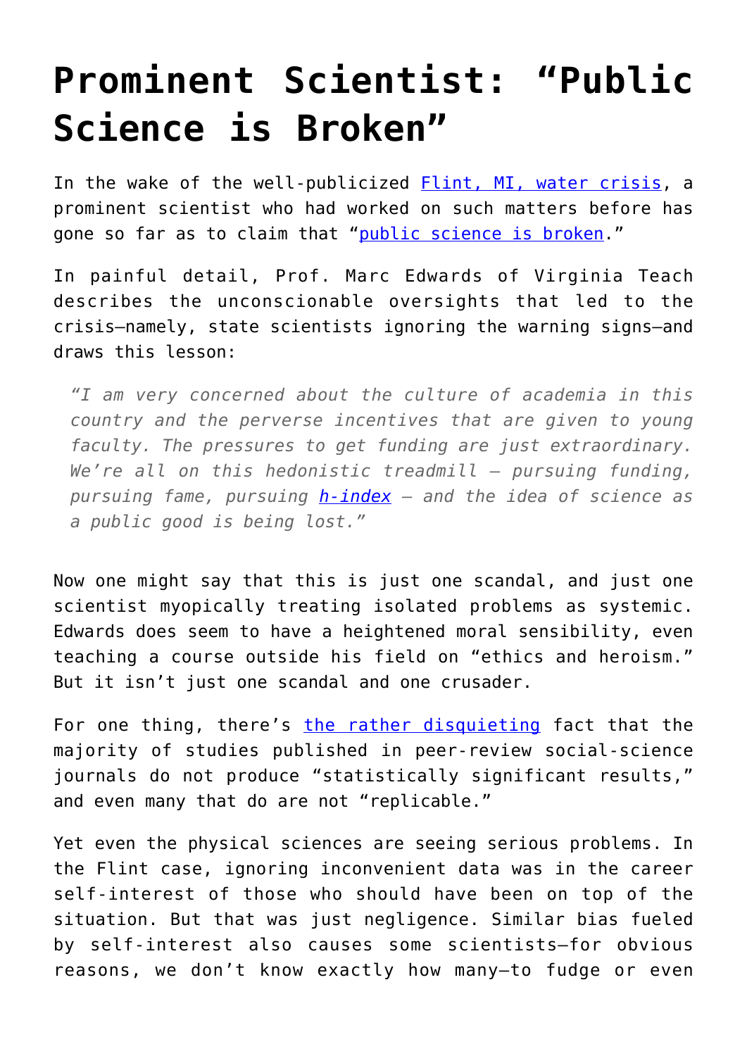# Prominent Scientist: "Public Science is Broken"

In the wake of the well-publicized [Flint, MI, water crisis](), a prominent scientist who had worked on such matters before has gone so far as to claim that "[public science is broken]()."

In painful detail, Prof. Marc Edwards of Virginia Teach describes the unconscionable oversights that led to the crisis—namely, state scientists ignoring the warning signs—and draws this lesson:

> *"I am very concerned about the culture of academia in this country and the perverse incentives that are given to young faculty. The pressures to get funding are just extraordinary. We're all on this hedonistic treadmill — pursuing funding, pursuing fame, pursuing [h-index]() — and the idea of science as a public good is being lost."*

Now one might say that this is just one scandal, and just one scientist myopically treating isolated problems as systemic. Edwards does seem to have a heightened moral sensibility, even teaching a course outside his field on "ethics and heroism." But it isn't just one scandal and one crusader.

For one thing, there's [the rather disquieting]() fact that the majority of studies published in peer-review social-science journals do not produce "statistically significant results," and even many that do are not "replicable."

Yet even the physical sciences are seeing serious problems. In the Flint case, ignoring inconvenient data was in the career self-interest of those who should have been on top of the situation. But that was just negligence. Similar bias fueled by self-interest also causes some scientists—for obvious reasons, we don't know exactly how many—to fudge or even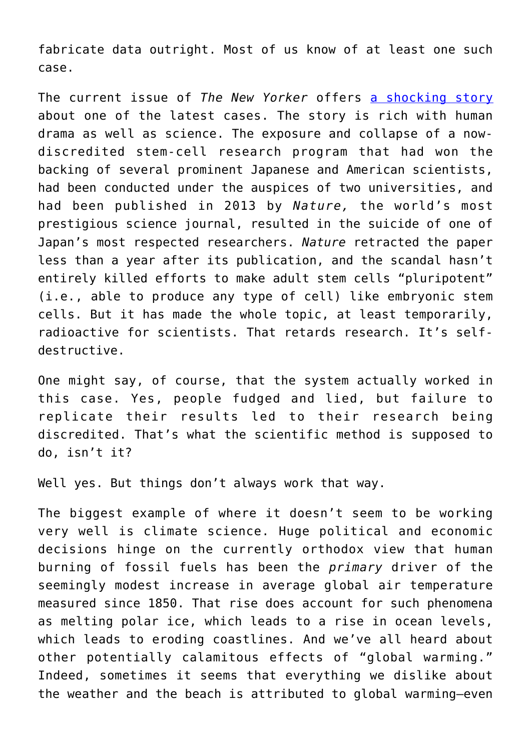fabricate data outright. Most of us know of at least one such case.

The current issue of *The New Yorker* offers [a shocking story](#) about one of the latest cases. The story is rich with human drama as well as science. The exposure and collapse of a now-discredited stem-cell research program that had won the backing of several prominent Japanese and American scientists, had been conducted under the auspices of two universities, and had been published in 2013 by *Nature,* the world's most prestigious science journal, resulted in the suicide of one of Japan's most respected researchers. *Nature* retracted the paper less than a year after its publication, and the scandal hasn't entirely killed efforts to make adult stem cells "pluripotent" (i.e., able to produce any type of cell) like embryonic stem cells. But it has made the whole topic, at least temporarily, radioactive for scientists. That retards research. It's self-destructive.

One might say, of course, that the system actually worked in this case. Yes, people fudged and lied, but failure to replicate their results led to their research being discredited. That's what the scientific method is supposed to do, isn't it?

Well yes. But things don't always work that way.

The biggest example of where it doesn't seem to be working very well is climate science. Huge political and economic decisions hinge on the currently orthodox view that human burning of fossil fuels has been the *primary* driver of the seemingly modest increase in average global air temperature measured since 1850. That rise does account for such phenomena as melting polar ice, which leads to a rise in ocean levels, which leads to eroding coastlines. And we've all heard about other potentially calamitous effects of "global warming." Indeed, sometimes it seems that everything we dislike about the weather and the beach is attributed to global warming—even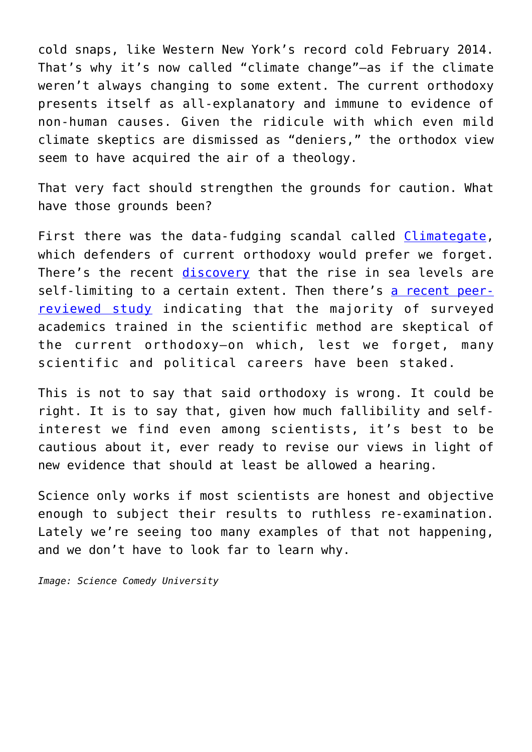cold snaps, like Western New York's record cold February 2014. That's why it's now called "climate change"—as if the climate weren't always changing to some extent. The current orthodoxy presents itself as all-explanatory and immune to evidence of non-human causes. Given the ridicule with which even mild climate skeptics are dismissed as "deniers," the orthodox view seem to have acquired the air of a theology.

That very fact should strengthen the grounds for caution. What have those grounds been?

First there was the data-fudging scandal called Climategate, which defenders of current orthodoxy would prefer we forget. There's the recent discovery that the rise in sea levels are self-limiting to a certain extent. Then there's a recent peer-reviewed study indicating that the majority of surveyed academics trained in the scientific method are skeptical of the current orthodoxy—on which, lest we forget, many scientific and political careers have been staked.

This is not to say that said orthodoxy is wrong. It could be right. It is to say that, given how much fallibility and self-interest we find even among scientists, it's best to be cautious about it, ever ready to revise our views in light of new evidence that should at least be allowed a hearing.

Science only works if most scientists are honest and objective enough to subject their results to ruthless re-examination. Lately we're seeing too many examples of that not happening, and we don't have to look far to learn why.

*Image: Science Comedy University*